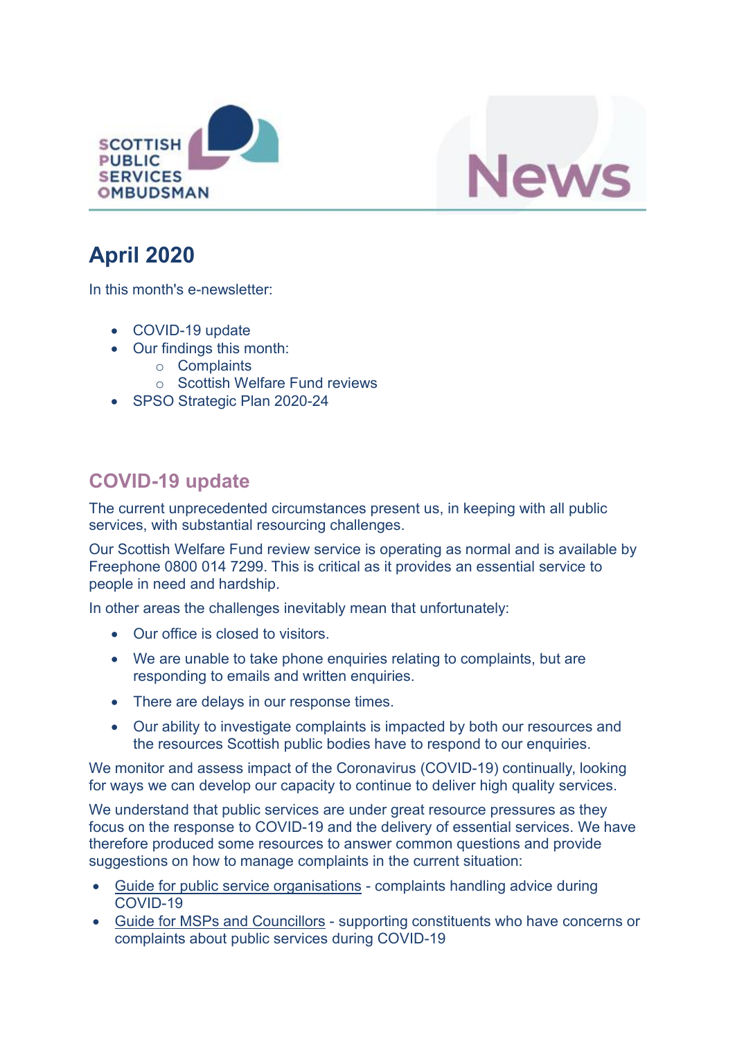SCOTTISH PUBLIC SERVICES OMBUDSMAN

News

# April 2020

In this month's e-newsletter:

- COVID-19 update
- Our findings this month:
  - Complaints
  - Scottish Welfare Fund reviews
- SPSO Strategic Plan 2020-24

## COVID-19 update

The current unprecedented circumstances present us, in keeping with all public services, with substantial resourcing challenges.

Our Scottish Welfare Fund review service is operating as normal and is available by Freephone 0800 014 7299. This is critical as it provides an essential service to people in need and hardship.

In other areas the challenges inevitably mean that unfortunately:

- Our office is closed to visitors.
- We are unable to take phone enquiries relating to complaints, but are responding to emails and written enquiries.
- There are delays in our response times.
- Our ability to investigate complaints is impacted by both our resources and the resources Scottish public bodies have to respond to our enquiries.

We monitor and assess impact of the Coronavirus (COVID-19) continually, looking for ways we can develop our capacity to continue to deliver high quality services.

We understand that public services are under great resource pressures as they focus on the response to COVID-19 and the delivery of essential services. We have therefore produced some resources to answer common questions and provide suggestions on how to manage complaints in the current situation:

- Guide for public service organisations - complaints handling advice during COVID-19
- Guide for MSPs and Councillors - supporting constituents who have concerns or complaints about public services during COVID-19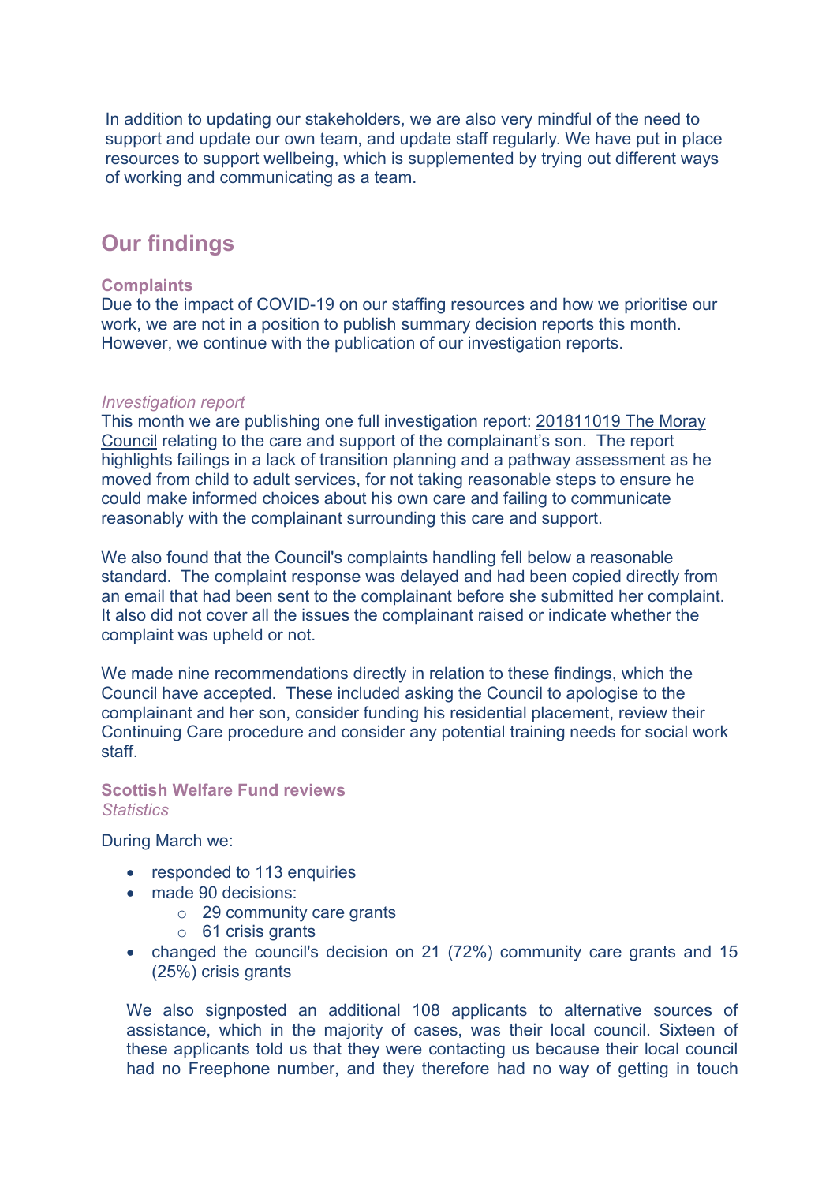In addition to updating our stakeholders, we are also very mindful of the need to support and update our own team, and update staff regularly. We have put in place resources to support wellbeing, which is supplemented by trying out different ways of working and communicating as a team.

## Our findings

### Complaints

Due to the impact of COVID-19 on our staffing resources and how we prioritise our work, we are not in a position to publish summary decision reports this month. However, we continue with the publication of our investigation reports.

*Investigation report*

This month we are publishing one full investigation report: 201811019 The Moray Council relating to the care and support of the complainant's son. The report highlights failings in a lack of transition planning and a pathway assessment as he moved from child to adult services, for not taking reasonable steps to ensure he could make informed choices about his own care and failing to communicate reasonably with the complainant surrounding this care and support.

We also found that the Council's complaints handling fell below a reasonable standard. The complaint response was delayed and had been copied directly from an email that had been sent to the complainant before she submitted her complaint. It also did not cover all the issues the complainant raised or indicate whether the complaint was upheld or not.

We made nine recommendations directly in relation to these findings, which the Council have accepted. These included asking the Council to apologise to the complainant and her son, consider funding his residential placement, review their Continuing Care procedure and consider any potential training needs for social work staff.

### Scottish Welfare Fund reviews

*Statistics*

During March we:

- responded to 113 enquiries
- made 90 decisions:
  - 29 community care grants
  - 61 crisis grants
- changed the council's decision on 21 (72%) community care grants and 15 (25%) crisis grants

We also signposted an additional 108 applicants to alternative sources of assistance, which in the majority of cases, was their local council. Sixteen of these applicants told us that they were contacting us because their local council had no Freephone number, and they therefore had no way of getting in touch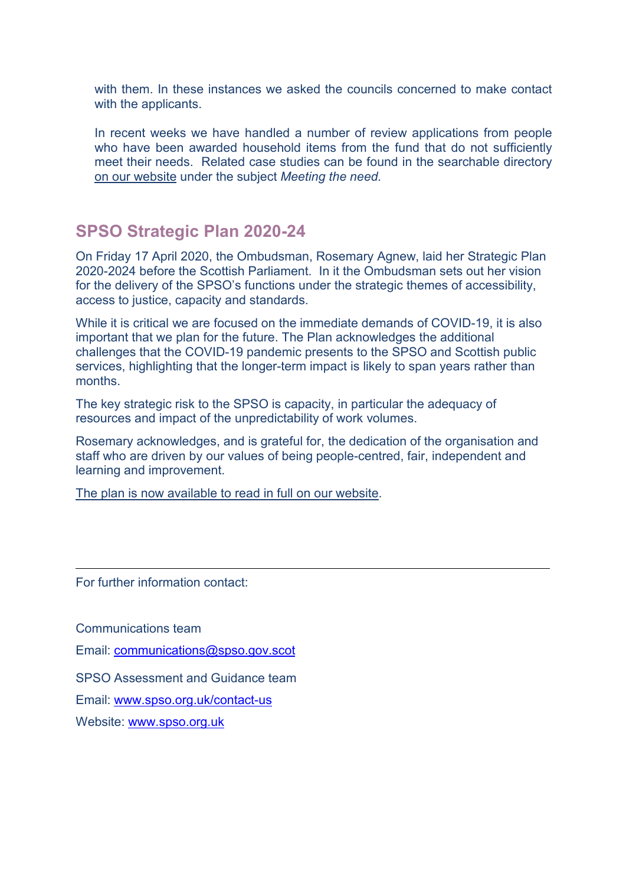with them. In these instances we asked the councils concerned to make contact with the applicants.

In recent weeks we have handled a number of review applications from people who have been awarded household items from the fund that do not sufficiently meet their needs. Related case studies can be found in the searchable directory on our website under the subject *Meeting the need*.

## SPSO Strategic Plan 2020-24

On Friday 17 April 2020, the Ombudsman, Rosemary Agnew, laid her Strategic Plan 2020-2024 before the Scottish Parliament. In it the Ombudsman sets out her vision for the delivery of the SPSO's functions under the strategic themes of accessibility, access to justice, capacity and standards.

While it is critical we are focused on the immediate demands of COVID-19, it is also important that we plan for the future. The Plan acknowledges the additional challenges that the COVID-19 pandemic presents to the SPSO and Scottish public services, highlighting that the longer-term impact is likely to span years rather than months.

The key strategic risk to the SPSO is capacity, in particular the adequacy of resources and impact of the unpredictability of work volumes.

Rosemary acknowledges, and is grateful for, the dedication of the organisation and staff who are driven by our values of being people-centred, fair, independent and learning and improvement.

The plan is now available to read in full on our website.

---

For further information contact:

Communications team

Email: communications@spso.gov.scot

SPSO Assessment and Guidance team

Email: www.spso.org.uk/contact-us

Website: www.spso.org.uk